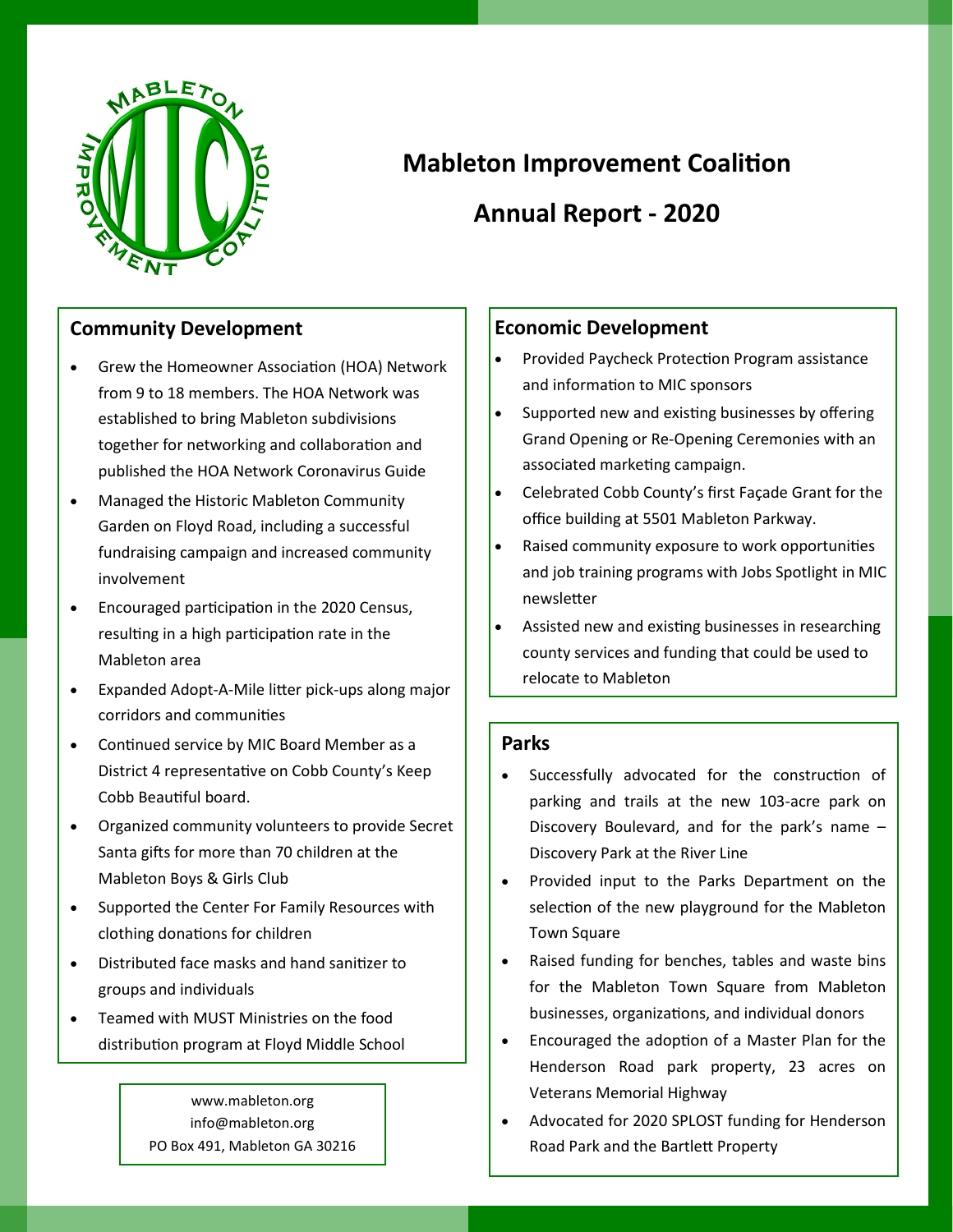# Mableton Improvement Coalition

# Annual Report - 2020

## Community Development

- Grew the Homeowner Association (HOA) Network from 9 to 18 members. The HOA Network was established to bring Mableton subdivisions together for networking and collaboration and published the HOA Network Coronavirus Guide
- Managed the Historic Mableton Community Garden on Floyd Road, including a successful fundraising campaign and increased community involvement
- Encouraged participation in the 2020 Census, resulting in a high participation rate in the Mableton area
- Expanded Adopt-A-Mile litter pick-ups along major corridors and communities
- Continued service by MIC Board Member as a District 4 representative on Cobb County's Keep Cobb Beautiful board.
- Organized community volunteers to provide Secret Santa gifts for more than 70 children at the Mableton Boys & Girls Club
- Supported the Center For Family Resources with clothing donations for children
- Distributed face masks and hand sanitizer to groups and individuals
- Teamed with MUST Ministries on the food distribution program at Floyd Middle School

www.mableton.org
info@mableton.org
PO Box 491, Mableton GA 30216

## Economic Development

- Provided Paycheck Protection Program assistance and information to MIC sponsors
- Supported new and existing businesses by offering Grand Opening or Re-Opening Ceremonies with an associated marketing campaign.
- Celebrated Cobb County's first Façade Grant for the office building at 5501 Mableton Parkway.
- Raised community exposure to work opportunities and job training programs with Jobs Spotlight in MIC newsletter
- Assisted new and existing businesses in researching county services and funding that could be used to relocate to Mableton

## Parks

- Successfully advocated for the construction of parking and trails at the new 103-acre park on Discovery Boulevard, and for the park's name – Discovery Park at the River Line
- Provided input to the Parks Department on the selection of the new playground for the Mableton Town Square
- Raised funding for benches, tables and waste bins for the Mableton Town Square from Mableton businesses, organizations, and individual donors
- Encouraged the adoption of a Master Plan for the Henderson Road park property, 23 acres on Veterans Memorial Highway
- Advocated for 2020 SPLOST funding for Henderson Road Park and the Bartlett Property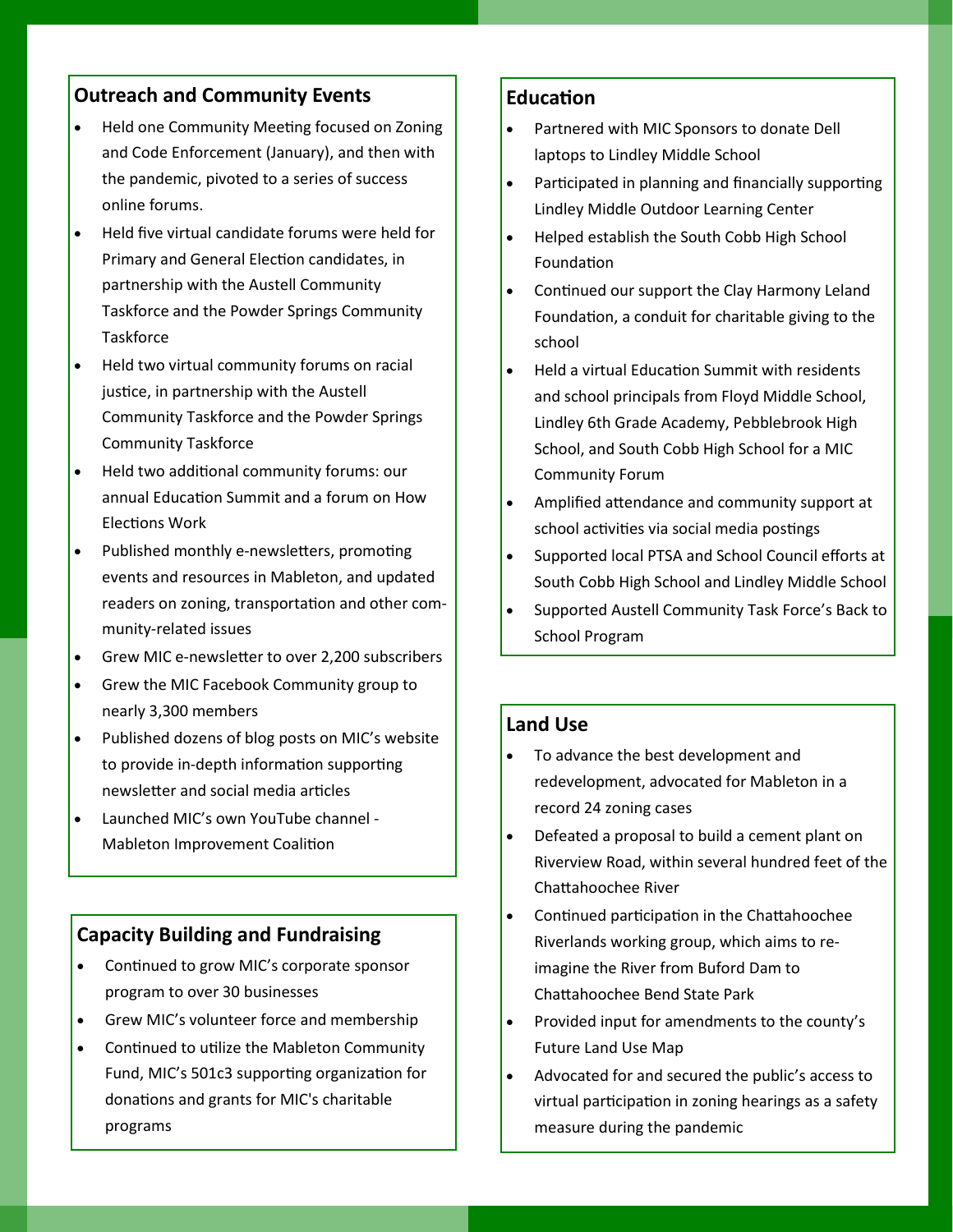## Outreach and Community Events

- Held one Community Meeting focused on Zoning and Code Enforcement (January), and then with the pandemic, pivoted to a series of success online forums.
- Held five virtual candidate forums were held for Primary and General Election candidates, in partnership with the Austell Community Taskforce and the Powder Springs Community Taskforce
- Held two virtual community forums on racial justice, in partnership with the Austell Community Taskforce and the Powder Springs Community Taskforce
- Held two additional community forums: our annual Education Summit and a forum on How Elections Work
- Published monthly e-newsletters, promoting events and resources in Mableton, and updated readers on zoning, transportation and other community-related issues
- Grew MIC e-newsletter to over 2,200 subscribers
- Grew the MIC Facebook Community group to nearly 3,300 members
- Published dozens of blog posts on MIC's website to provide in-depth information supporting newsletter and social media articles
- Launched MIC's own YouTube channel - Mableton Improvement Coalition

## Capacity Building and Fundraising

- Continued to grow MIC's corporate sponsor program to over 30 businesses
- Grew MIC's volunteer force and membership
- Continued to utilize the Mableton Community Fund, MIC's 501c3 supporting organization for donations and grants for MIC's charitable programs

## Education

- Partnered with MIC Sponsors to donate Dell laptops to Lindley Middle School
- Participated in planning and financially supporting Lindley Middle Outdoor Learning Center
- Helped establish the South Cobb High School Foundation
- Continued our support the Clay Harmony Leland Foundation, a conduit for charitable giving to the school
- Held a virtual Education Summit with residents and school principals from Floyd Middle School, Lindley 6th Grade Academy, Pebblebrook High School, and South Cobb High School for a MIC Community Forum
- Amplified attendance and community support at school activities via social media postings
- Supported local PTSA and School Council efforts at South Cobb High School and Lindley Middle School
- Supported Austell Community Task Force's Back to School Program

## Land Use

- To advance the best development and redevelopment, advocated for Mableton in a record 24 zoning cases
- Defeated a proposal to build a cement plant on Riverview Road, within several hundred feet of the Chattahoochee River
- Continued participation in the Chattahoochee Riverlands working group, which aims to reimagine the River from Buford Dam to Chattahoochee Bend State Park
- Provided input for amendments to the county's Future Land Use Map
- Advocated for and secured the public's access to virtual participation in zoning hearings as a safety measure during the pandemic